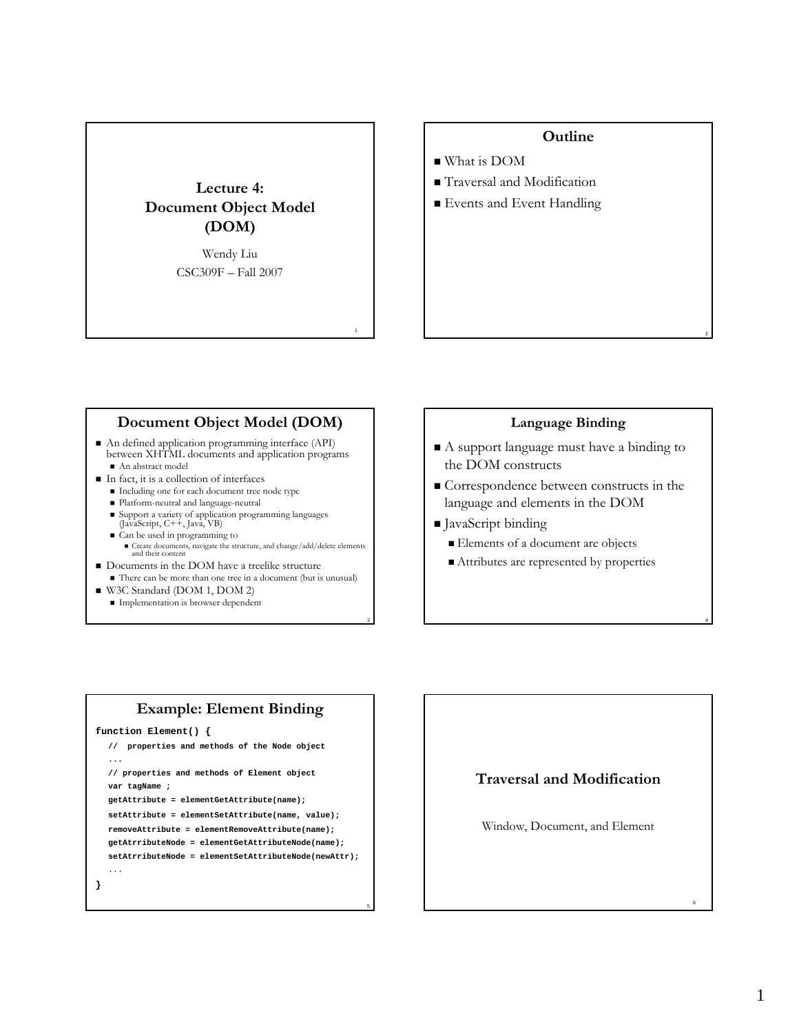# Lecture 4: Document Object Model (DOM)

Wendy Liu

CSC309F – Fall 2007

## Outline

- What is DOM
- Traversal and Modification
- Events and Event Handling

## Document Object Model (DOM)

- An defined application programming interface (API) between XHTML documents and application programs
  - An abstract model
- In fact, it is a collection of interfaces
  - Including one for each document tree node type
  - Platform-neutral and language-neutral
  - Support a variety of application programming languages (JavaScript, C++, Java, VB)
  - Can be used in programming to
    - Create documents, navigate the structure, and change/add/delete elements and their content
- Documents in the DOM have a treelike structure
  - There can be more than one tree in a document (but is unusual)
- W3C Standard (DOM 1, DOM 2)
  - Implementation is browser dependent

## Language Binding

- A support language must have a binding to the DOM constructs
- Correspondence between constructs in the language and elements in the DOM
- JavaScript binding
  - Elements of a document are objects
  - Attributes are represented by properties

## Example: Element Binding

```
function Element() {
   //  properties and methods of the Node object
   ...
   // properties and methods of Element object
   var tagName ;
   getAttribute = elementGetAttribute(name);
   setAttribute = elementSetAttribute(name, value);
   removeAttribute = elementRemoveAttribute(name);
   getAtrributeNode = elementGetAttributeNode(name);
   setAtrributeNode = elementSetAttributeNode(newAttr);
   ...
}
```

## Traversal and Modification

Window, Document, and Element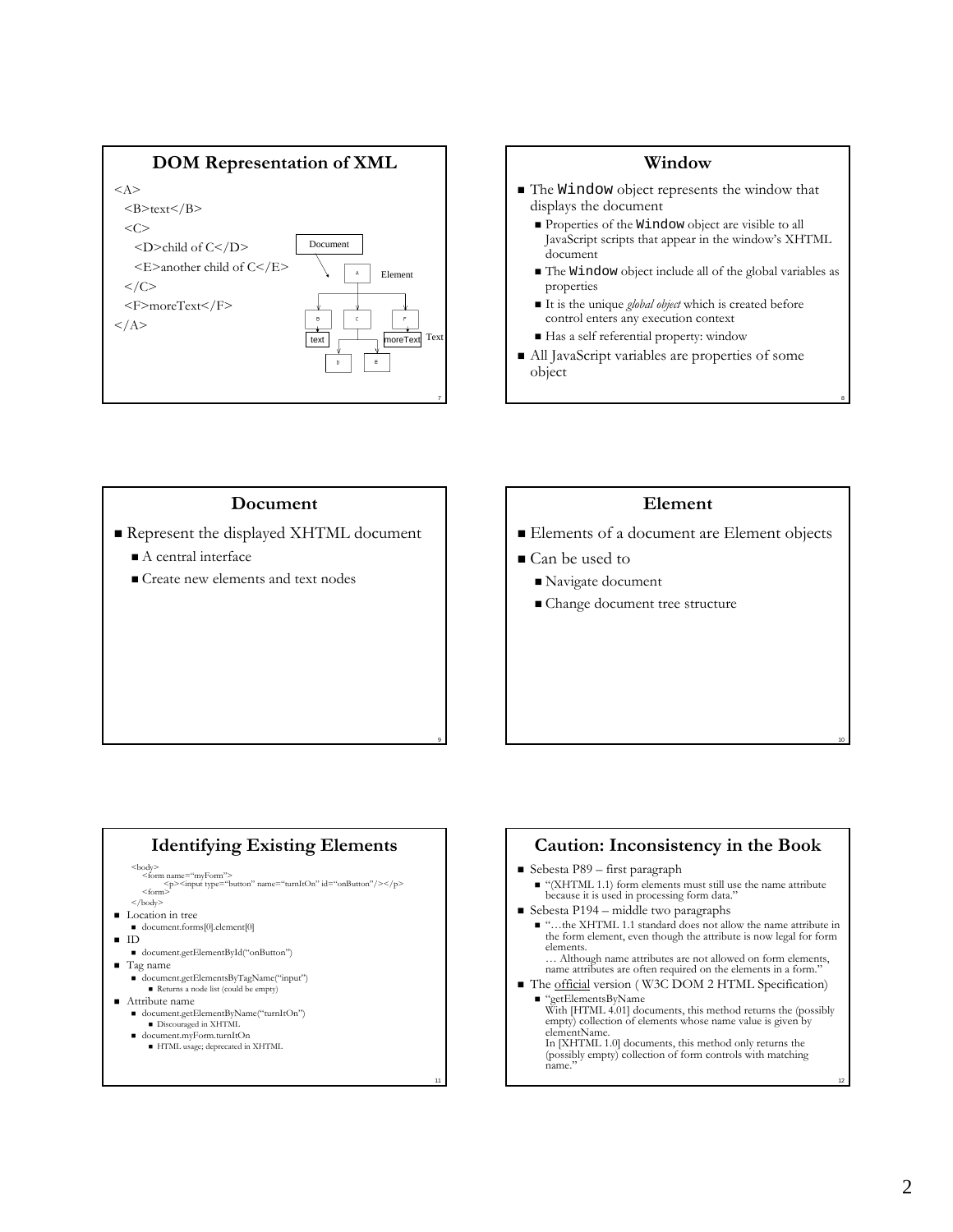## DOM Representation of XML

```
<A>
  <B>text</B>
  <C>
    <D>child of C</D>
    <E>another child of C</E>
  </C>
  <F>moreText</F>
</A>
```

Document → A (Element); A → B, C, F; B → text (Text); C → D, E; F → moreText (Text)

## Window

- The `Window` object represents the window that displays the document
  - Properties of the `Window` object are visible to all JavaScript scripts that appear in the window's XHTML document
  - The `Window` object include all of the global variables as properties
  - It is the unique *global object* which is created before control enters any execution context
  - Has a self referential property: window
- All JavaScript variables are properties of some object

## Document

- Represent the displayed XHTML document
  - A central interface
  - Create new elements and text nodes

## Element

- Elements of a document are Element objects
- Can be used to
  - Navigate document
  - Change document tree structure

## Identifying Existing Elements

```
<body>
  <form name="myForm">
      <p><input type="button" name="turnItOn" id="onButton"/></p>
  <form>
</body>
```

- Location in tree
  - document.forms[0].element[0]
- ID
  - document.getElementById("onButton")
- Tag name
  - document.getElementsByTagName("input")
    - Returns a node list (could be empty)
- Attribute name
  - document.getElementByName("turnItOn")
    - Discouraged in XHTML
  - document.myForm.turnItOn
    - HTML usage; deprecated in XHTML

## Caution: Inconsistency in the Book

- Sebesta P89 – first paragraph
  - "(XHTML 1.1) form elements must still use the name attribute because it is used in processing form data."
- Sebesta P194 – middle two paragraphs
  - "…the XHTML 1.1 standard does not allow the name attribute in the form element, even though the attribute is now legal for form elements.
    … Although name attributes are not allowed on form elements, name attributes are often required on the elements in a form."
- The official version ( W3C DOM 2 HTML Specification)
  - "getElementsByName
    With [HTML 4.01] documents, this method returns the (possibly empty) collection of elements whose name value is given by elementName.
    In [XHTML 1.0] documents, this method only returns the (possibly empty) collection of form controls with matching name."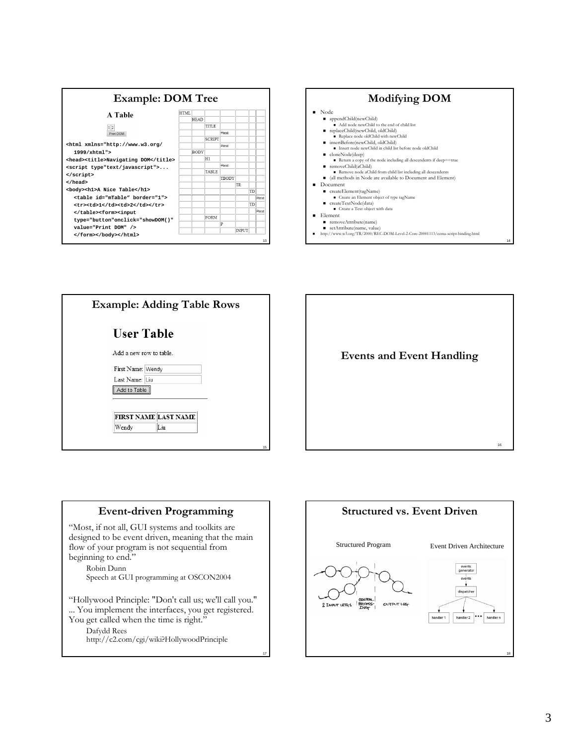## Example: DOM Tree

**A Table**

1 | 2

Print DOM

```
<html xmlns="http://www.w3.org/
  1999/xhtml">
<head><title>Navigating DOM</title>
<script type"text/javascript">...
</script>
</head>
<body><h1>A Nice Table</h1>
  <table id="mTable" border="1">
  <tr><td>1</td><td>2</td></tr>
  </table><form><input
  type="button"onclick="showDOM()"
  value="Print DOM" />
  </form></body></html>
```

| | | | | | | |
|---|---|---|---|---|---|---|
| HTML | | | | | | |
| | HEAD | | | | | |
| | | TITLE | | | | |
| | | | #text | | | |
| | | SCRIPT | | | | |
| | | | #text | | | |
| | BODY | | | | | |
| | | H1 | | | | |
| | | | #text | | | |
| | | TABLE | | | | |
| | | | TBODY | | | |
| | | | | TR | | |
| | | | | | TD | |
| | | | | | | #text |
| | | | | | TD | |
| | | | | | | #text |
| | | FORM | | | | |
| | | | P | | | |
| | | | | INPUT | | |

## Modifying DOM

- Node
  - appendChild(newChild)
    - Add node newChild to the end of child list
  - replaceChild(newChild, oldChild)
    - Replace node oldChild with newChild
  - insertBefore(newChild, oldChild)
    - Insert node newChild in child list before node oldChild
  - cloneNode(deep)
    - Return a copy of the node including all descendents if deep==true
  - removeChild(aChild)
    - Remove node aChild from child list including all descendents
  - (all methods in Node are available to Document and Element)
- Document
  - createElement(tagName)
    - Create an Element object of type tagName
  - createTextNode(data)
    - Create a Text object with data
- Element
  - removeAttribute(name)
  - setAttribute(name, value)
- http://www.w3.org/TR/2000/REC-DOM-Level-2-Core-20001113/ecma-script-binding.html

## Example: Adding Table Rows

**User Table**

Add a new row to table.

First Name: Wendy

Last Name: Liu

Add to Table

| FIRST NAME | LAST NAME |
|---|---|
| Wendy | Liu |

## Events and Event Handling

## Event-driven Programming

"Most, if not all, GUI systems and toolkits are designed to be event driven, meaning that the main flow of your program is not sequential from beginning to end."

Robin Dunn
Speech at GUI programming at OSCON2004

"Hollywood Principle: "Don't call us; we'll call you." ... You implement the interfaces, you get registered. You get called when the time is right."

Dafydd Rees
http://c2.com/cgi/wiki?HollywoodPrinciple

## Structured vs. Event Driven

Structured Program

2 INPUT LEGS | CENTRAL PROCESSING | OUTPUT LEG

Event Driven Architecture

events generator → events → dispatcher → handler 1, handler 2 ... handler n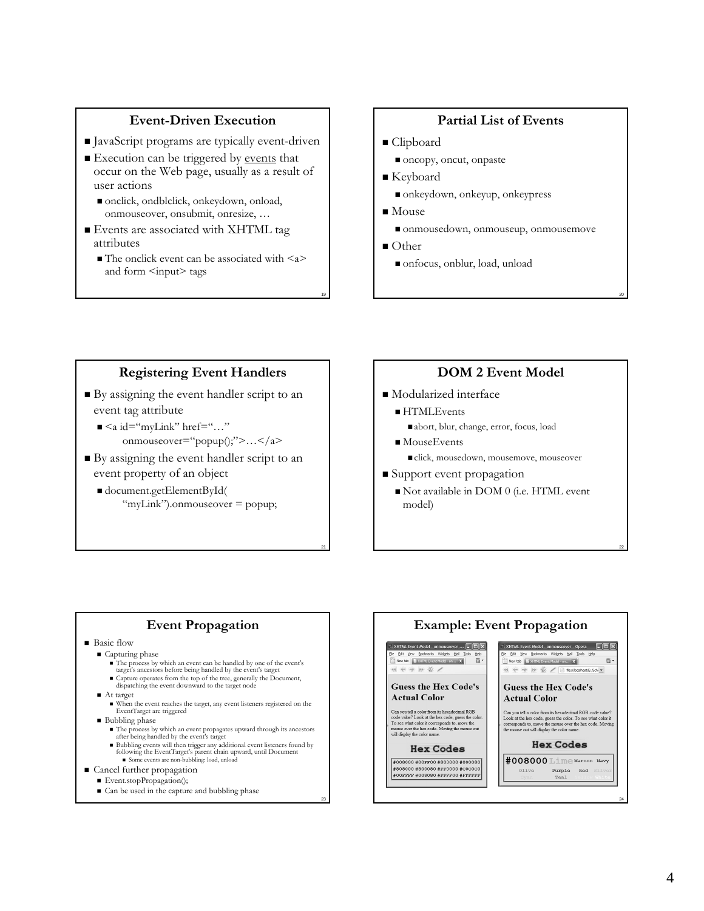## Event-Driven Execution

- JavaScript programs are typically event-driven
- Execution can be triggered by events that occur on the Web page, usually as a result of user actions
  - onclick, ondblclick, onkeydown, onload, onmouseover, onsubmit, onresize, …
- Events are associated with XHTML tag attributes
  - The onclick event can be associated with <a> and form <input> tags

## Partial List of Events

- Clipboard
  - oncopy, oncut, onpaste
- Keyboard
  - onkeydown, onkeyup, onkeypress
- Mouse
  - onmousedown, onmouseup, onmousemove
- Other
  - onfocus, onblur, load, unload

## Registering Event Handlers

- By assigning the event handler script to an event tag attribute
  - <a id="myLink" href="…" onmouseover="popup();">…</a>
- By assigning the event handler script to an event property of an object
  - document.getElementById( "myLink").onmouseover = popup;

## DOM 2 Event Model

- Modularized interface
  - HTMLEvents
    - abort, blur, change, error, focus, load
  - MouseEvents
    - click, mousedown, mousemove, mouseover
- Support event propagation
  - Not available in DOM 0 (i.e. HTML event model)

## Event Propagation

- Basic flow
  - Capturing phase
    - The process by which an event can be handled by one of the event's target's ancestors before being handled by the event's target
    - Capture operates from the top of the tree, generally the Document, dispatching the event downward to the target node
  - At target
    - When the event reaches the target, any event listeners registered on the EventTarget are triggered
  - Bubbling phase
    - The process by which an event propagates upward through its ancestors after being handled by the event's target
    - Bubbling events will then trigger any additional event listeners found by following the EventTarget's parent chain upward, until Document
      - Some events are non-bubbling: load, unload
- Cancel further propagation
  - Event.stopPropagation();
  - Can be used in the capture and bubbling phase

## Example: Event Propagation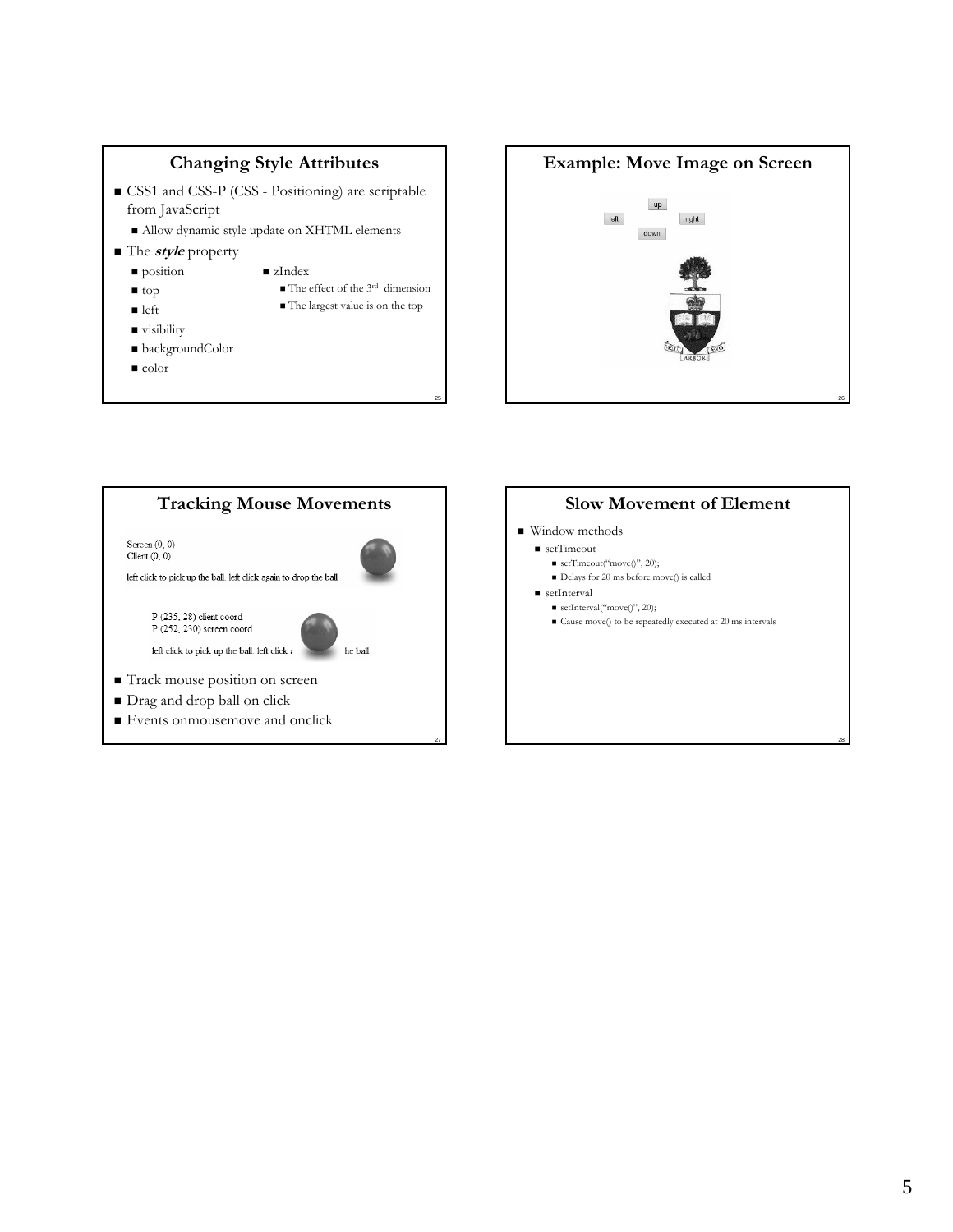## Changing Style Attributes

- CSS1 and CSS-P (CSS - Positioning) are scriptable from JavaScript
  - Allow dynamic style update on XHTML elements
- The ***style*** property
  - position
  - top
  - left
  - visibility
  - backgroundColor
  - color
  - zIndex
    - The effect of the 3rd dimension
    - The largest value is on the top

## Example: Move Image on Screen

up

left

right

down

## Tracking Mouse Movements

Screen (0, 0)
Client (0, 0)

left click to pick up the ball. left click again to drop the ball

P (235, 28) client coord
P (252, 230) screen coord

left click to pick up the ball. left click a he ball

- Track mouse position on screen
- Drag and drop ball on click
- Events onmousemove and onclick

## Slow Movement of Element

- Window methods
  - setTimeout
    - setTimeout("move()", 20);
    - Delays for 20 ms before move() is called
  - setInterval
    - setInterval("move()", 20);
    - Cause move() to be repeatedly executed at 20 ms intervals